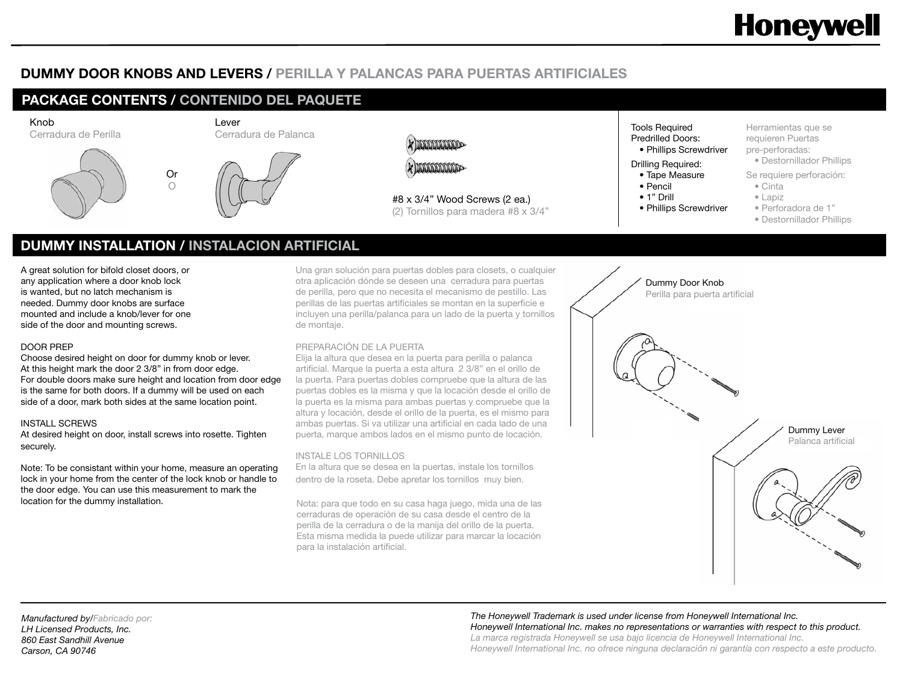Honeywell

# DUMMY DOOR KNOBS AND LEVERS / PERILLA Y PALANCAS PARA PUERTAS ARTIFICIALES

## PACKAGE CONTENTS / CONTENIDO DEL PAQUETE

Knob
Cerradura de Perilla

Or
O

Lever
Cerradura de Palanca

#8 x 3/4" Wood Screws (2 ea.)
(2) Tornillos para madera #8 x 3/4"

Tools Required
Predrilled Doors:
- Phillips Screwdriver

Drilling Required:
- Tape Measure
- Pencil
- 1" Drill
- Phillips Screwdriver

Herramientas que se requieren Puertas pre-perforadas:
- Destornillador Phillips

Se requiere perforación:
- Cinta
- Lapiz
- Perforadora de 1"
- Destornillador Phillips

## DUMMY INSTALLATION / INSTALACION ARTIFICIAL

A great solution for bifold closet doors, or any application where a door knob lock is wanted, but no latch mechanism is needed. Dummy door knobs are surface mounted and include a knob/lever for one side of the door and mounting screws.

DOOR PREP
Choose desired height on door for dummy knob or lever. At this height mark the door 2 3/8" in from door edge. For double doors make sure height and location from door edge is the same for both doors. If a dummy will be used on each side of a door, mark both sides at the same location point.

INSTALL SCREWS
At desired height on door, install screws into rosette. Tighten securely.

Note: To be consistant within your home, measure an operating lock in your home from the center of the lock knob or handle to the door edge. You can use this measurement to mark the location for the dummy installation.

Una gran solución para puertas dobles para closets, o cualquier otra aplicación dónde se deseen una cerradura para puertas de perilla, pero que no necesita el mecanismo de pestillo. Las perillas de las puertas artificiales se montan en la superficie e incluyen una perilla/palanca para un lado de la puerta y tornillos de montaje.

PREPARACIÓN DE LA PUERTA
Elija la altura que desea en la puerta para perilla o palanca artificial. Marque la puerta a esta altura 2 3/8" en el orillo de la puerta. Para puertas dobles compruebe que la altura de las puertas dobles es la misma y que la locación desde el orillo de la puerta es la misma para ambas puertas y compruebe que la altura y locación, desde el orillo de la puerta, es el mismo para ambas puertas. Si va utilizar una artificial en cada lado de una puerta, marque ambos lados en el mismo punto de locación.

INSTALE LOS TORNILLOS
En la altura que se desea en la puertas, instale los tornillos dentro de la roseta. Debe apretar los tornillos muy bien.

Nota: para que todo en su casa haga juego, mida una de las cerraduras de operación de su casa desde el centro de la perilla de la cerradura o de la manija del orillo de la puerta. Esta misma medida la puede utilizar para marcar la locación para la instalación artificial.

Dummy Door Knob
Perilla para puerta artificial

Dummy Lever
Palanca artificial

*Manufactured by/Fabricado por:*
*LH Licensed Products, Inc.*
*860 East Sandhill Avenue*
*Carson, CA 90746*

*The Honeywell Trademark is used under license from Honeywell International Inc.*
*Honeywell International Inc. makes no representations or warranties with respect to this product.*
*La marca registrada Honeywell se usa bajo licencia de Honeywell International Inc.*
*Honeywell International Inc. no ofrece ninguna declaración ni garantía con respecto a este producto.*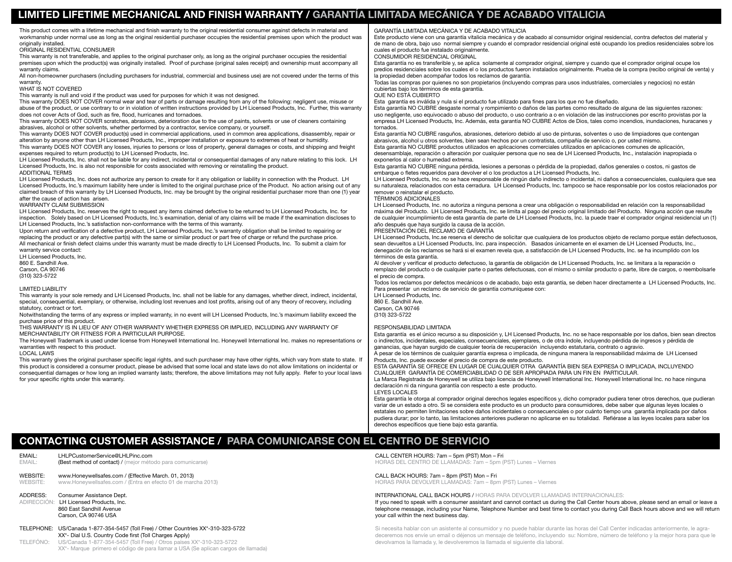# LIMITED LIFETIME MECHANICAL AND FINISH WARRANTY / GARANTÍA LIMITADA MECÁNICA Y DE ACABADO VITALICIA

This product comes with a lifetime mechanical and finish warranty to the original residential consumer against defects in material and workmanship under normal use as long as the original residential purchaser occupies the residential premises upon which the product was originally installed.

ORIGINAL RESIDENTIAL CONSUMER

This warranty is not transferable, and applies to the original purchaser only, as long as the original purchaser occupies the residential premises upon which the product(s) was originally installed. Proof of purchase (original sales receipt) and ownership must accompany all warranty claims.

All non-homeowner purchasers (including purchasers for industrial, commercial and business use) are not covered under the terms of this warranty.

WHAT IS NOT COVERED

This warranty is null and void if the product was used for purposes for which it was not designed.

This warranty DOES NOT COVER normal wear and tear of parts or damage resulting from any of the following: negligent use, misuse or abuse of the product, or use contrary to or in violation of written instructions provided by LH Licensed Products, Inc. Further, this warranty does not cover Acts of God, such as fire, flood, hurricanes and tornadoes.

This warranty DOES NOT COVER scratches, abrasions, deterioration due to the use of paints, solvents or use of cleaners containing abrasives, alcohol or other solvents, whether performed by a contractor, service company, or yourself.

This warranty DOES NOT COVER product(s) used in commercial applications, used in common area applications, disassembly, repair or alteration by anyone other than LH Licensed Products, Inc., improper installation or exposure to extremes of heat or humidity.

This warranty DOES NOT COVER any losses, injuries to persons or loss of property, general damages or costs, and shipping and freight expenses required to return product(s) to LH Licensed Products, Inc.

LH Licensed Products, Inc. shall not be liable for any indirect, incidental or consequential damages of any nature relating to this lock. LH Licensed Products, Inc. is also not responsible for costs associated with removing or reinstalling the product.

ADDITIONAL TERMS

LH Licensed Products, Inc. does not authorize any person to create for it any obligation or liability in connection with the Product. LH Licensed Products, Inc.'s maximum liability here under is limited to the original purchase price of the Product. No action arising out of any claimed breach of this warranty by LH Licensed Products, Inc. may be brought by the original residential purchaser more than one (1) year after the cause of action has arisen.

WARRANTY CLAIM SUBMISSION

LH Licensed Products, Inc. reserves the right to request any items claimed defective to be returned to LH Licensed Products, Inc. for inspection. Solely based on LH Licensed Products, Inc.'s examination, denial of any claims will be made if the examination discloses to LH Licensed Products, Inc.'s satisfaction non-conformance with the terms of this warranty.

Upon return and verification of a defective product, LH Licensed Products, Inc.'s warranty obligation shall be limited to repairing or replacing the product or any defective part(s) with the same or similar product or part free of charge or refund the purchase price.

All mechanical or finish defect claims under this warranty must be made directly to LH Licensed Products, Inc. To submit a claim for warranty service contact:

LH Licensed Products, Inc.
860 E. Sandhill Ave.
Carson, CA 90746
(310) 323-5722

LIMITED LIABILITY

This warranty is your sole remedy and LH Licensed Products, Inc. shall not be liable for any damages, whether direct, indirect, incidental, special, consequential, exemplary, or otherwise, including lost revenues and lost profits, arising out of any theory of recovery, including statutory, contract or tort.

Notwithstanding the terms of any express or implied warranty, in no event will LH Licensed Products, Inc.'s maximum liability exceed the purchase price of this product.

THIS WARRANTY IS IN LIEU OF ANY OTHER WARRANTY WHETHER EXPRESS OR IMPLIED, INCLUDING ANY WARRANTY OF MERCHANTABILITY OR FITNESS FOR A PARTICULAR PURPOSE.

The Honeywell Trademark is used under license from Honeywell International Inc. Honeywell International Inc. makes no representations or warranties with respect to this product.

LOCAL LAWS

This warranty gives the original purchaser specific legal rights, and such purchaser may have other rights, which vary from state to state. If this product is considered a consumer product, please be advised that some local and state laws do not allow limitations on incidental or consequential damages or how long an implied warranty lasts; therefore, the above limitations may not fully apply. Refer to your local laws for your specific rights under this warranty.

GARANTÍA LIMITADA MECÁNICA Y DE ACABADO VITALICIA

Este producto viene con una garantía vitalicia mecánica y de acabado al consumidor original residencial, contra defectos del material y de mano de obra, bajo uso normal siempre y cuando el comprador residencial original esté ocupando los predios residenciales sobre los cuales el producto fue instalado originalmente.

CONSUMIDOR RESIDENCIAL ORIGINAL

Esta garantía no es transferible y, se aplica solamente al comprador original, siempre y cuando que el comprador original ocupe los predios residenciales sobre los cuales el o los productos fueron instalados originalmente. Prueba de la compra (recibo original de venta) y la propiedad deben acompañar todos los reclamos de garantía.

Todas las compras por quienes no son propietarios (incluyendo compras para usos industriales, comerciales y negocios) no están cubiertas bajo los términos de esta garantía.

QUE NO ESTÁ CUBIERTO

Esta garantía es inválida y nula si el producto fue utilizado para fines para los que no fue diseñado.

Esta garantía NO CUBRE desgaste normal y rompimiento o daños de las partes como resultado de alguna de las siguientes razones: uso negligente, uso equivocado o abuso del producto, o uso contrario a o en violación de las instrucciones por escrito provistas por la empresa LH Licensed Products, Inc. Además, esta garantía NO CUBRE Actos de Dios, tales como incendios, inundaciones, huracanes y tornados.

Esta garantía NO CUBRE rasguños, abrasiones, deterioro debido al uso de pinturas, solventes o uso de limpiadores que contengan abrasivos, alcohol u otros solventes, bien sean hechos por un contratista, compañía de servicio o, por usted mismo.

Esta garantía NO CUBRE productos utilizados en aplicaciones comerciales utilizados en aplicaciones comunes de aplicación, desensamblaje, reparación o alteración por cualquier persona que no sea de LH Licensed Products, Inc., instalación inapropiada o exponerlos al calor o humedad extrema.

Esta garantía NO CUBRE ninguna pérdida, lesiones a personas o pérdida de la propiedad, daños generales o costos, ni gastos de embarque o fletes requeridos para devolver el o los productos a LH Licensed Products, Inc.

LH Licensed Products, Inc. no se hace responsable de ningún daño indirecto o incidental, ni daños a consecuenciales, cualquiera que sea su naturaleza, relacionados con esta cerradura. LH Licensed Products, Inc. tampoco se hace responsable por los costos relacionados por remover o reinstalar el producto.

TÉRMINOS ADICIONALES

LH Licensed Products, Inc. no autoriza a ninguna persona a crear una obligación o responsabilidad en relación con la responsabilidad máxima del Producto. LH Licensed Products, Inc. se limita al pago del precio original limitado del Producto. Ninguna acción que resulte de cualquier incumplimiento de esta garantía de parte de LH Licensed Products, Inc. la puede traer el comprador original residencial un (1) año después que haya surgido la causa de la acción.

PRESENTACIÓN DEL RECLAMO DE GARANTÍA

LH Licensed Products, Inc.se reserva el derecho de solicitar que cualquiera de los productos objeto de reclamo porque están defectuosos, sean devueltos a LH Licensed Products, Inc. para inspección. Basados únicamente en el examen de LH Licensed Products, Inc., denegación de los reclamos se hará si el examen revela que, a satisfacción de LH Licensed Products, Inc. se ha incumplido con los términos de esta garantía.

Al devolver y verificar el producto defectuoso, la garantía de obligación de LH Licensed Products, Inc. se limitara a la reparación o remplazo del producto o de cualquier parte o partes defectuosas, con el mismo o similar producto o parte, libre de cargos, o reembolsarle el precio de compra.

Todos los reclamos por defectos mecánicos o de acabado, bajo esta garantía, se deben hacer directamente a LH Licensed Products, Inc. Para presentar un reclamo de servicio de garantía comuníquese con:

LH Licensed Products, Inc.
860 E. Sandhill Ave.
Carson, CA 90746
(310) 323-5722

RESPONSABILIDAD LIMITADA

Esta garantía es el único recurso a su disposición y, LH Licensed Products, Inc. no se hace responsable por los daños, bien sean directos o indirectos, incidentales, especiales, consecuenciales, ejemplares, o de otra índole, incluyendo pérdida de ingresos y pérdida de ganancias, que hayan surgido de cualquier teoría de recuperación incluyendo estatutaria, contrato o agravio.

A pesar de los términos de cualquier garantía expresa o implicada, de ninguna manera la responsabilidad máxima de LH Licensed Products, Inc. puede exceder el precio de compra de este producto.

ESTA GARANTÍA SE OFRECE EN LUGAR DE CUALQUIER OTRA GARANTÍA BIEN SEA EXPRESA O IMPLICADA, INCLUYENDO CUALQUIER GARANTÍA DE COMERCIABILIDAD O DE SER APROPIADA PARA UN FIN EN PARTICULAR.

La Marca Registrada de Honeywell se utiliza bajo licencia de Honeywell International Inc. Honeywell International Inc. no hace ninguna declaración ni da ninguna garantía con respecto a este producto.

LEYES LOCALES

Esta garantía le otorga al comprador original derechos legales específicos y, dicho comprador pudiera tener otros derechos, que pudieran variar de un estado a otro. Si se considera este producto es un producto para consumidores, debe saber que algunas leyes locales o estatales no permiten limitaciones sobre daños incidentales o consecuenciales o por cuánto tiempo una garantía implicada por daños pudiera durar; por lo tanto, las limitaciones anteriores pudieran no aplicarse en su totalidad. Refiérase a las leyes locales para saber los derechos específicos que tiene bajo esta garantía.

# CONTACTING CUSTOMER ASSISTANCE / PARA COMUNICARSE CON EL CENTRO DE SERVICIO

EMAIL: LHLPCustomerService@LHLPinc.com
EMAIL: (Best method of contact) / (mejor método para comunicarse)

WEBSITE: www.Honeywellsafes.com / (Effective March. 01, 2013)
WEBSITE: www.Honeywellsafes.com / (Entra en efecto 01 de marcha 2013)

ADDRESS: Consumer Assistance Dept.
ADIRECCIÓN: LH Licensed Products, Inc.
860 East Sandhill Avenue
Carson, CA 90746 USA

TELEPHONE: US/Canada 1-877-354-5457 (Toll Free) / Other Countries XX*-310-323-5722
XX*- Dial U.S. Country Code first (Toll Charges Apply)
TELEFÓNO: US/Canada 1-877-354-5457 (Toll Free) / Otros países XX*-310-323-5722
XX*- Marque primero el código de para llamar a USA (Se aplican cargos de llamada)

CALL CENTER HOURS: 7am – 5pm (PST) Mon – Fri
HORAS DEL CENTRO DE LLAMADAS: 7am – 5pm (PST) Lunes – Viernes

CALL BACK HOURS: 7am – 8pm (PST) Mon – Fri
HORAS PARA DEVOLVER LLAMADAS: 7am – 8pm (PST) Lunes – Viernes

INTERNATIONAL CALL BACK HOURS / HORAS PARA DEVOLVER LLAMADAS INTERNACIONALES:

If you need to speak with a consumer assistant and cannot contact us during the Call Center hours above, please send an email or leave a telephone message, including your Name, Telephone Number and best time to contact you during Call Back hours above and we will return your call within the next business day.

Si necesita hablar con un asistente al consumidor y no puede hablar durante las horas del Call Center indicadas anteriormente, le agradeceremos nos envíe un email o déjenos un mensaje de teléfono, incluyendo su: Nombre, número de teléfono y la mejor hora para que le devolvamos la llamada y, le devolveremos la llamada el siguiente día laboral.